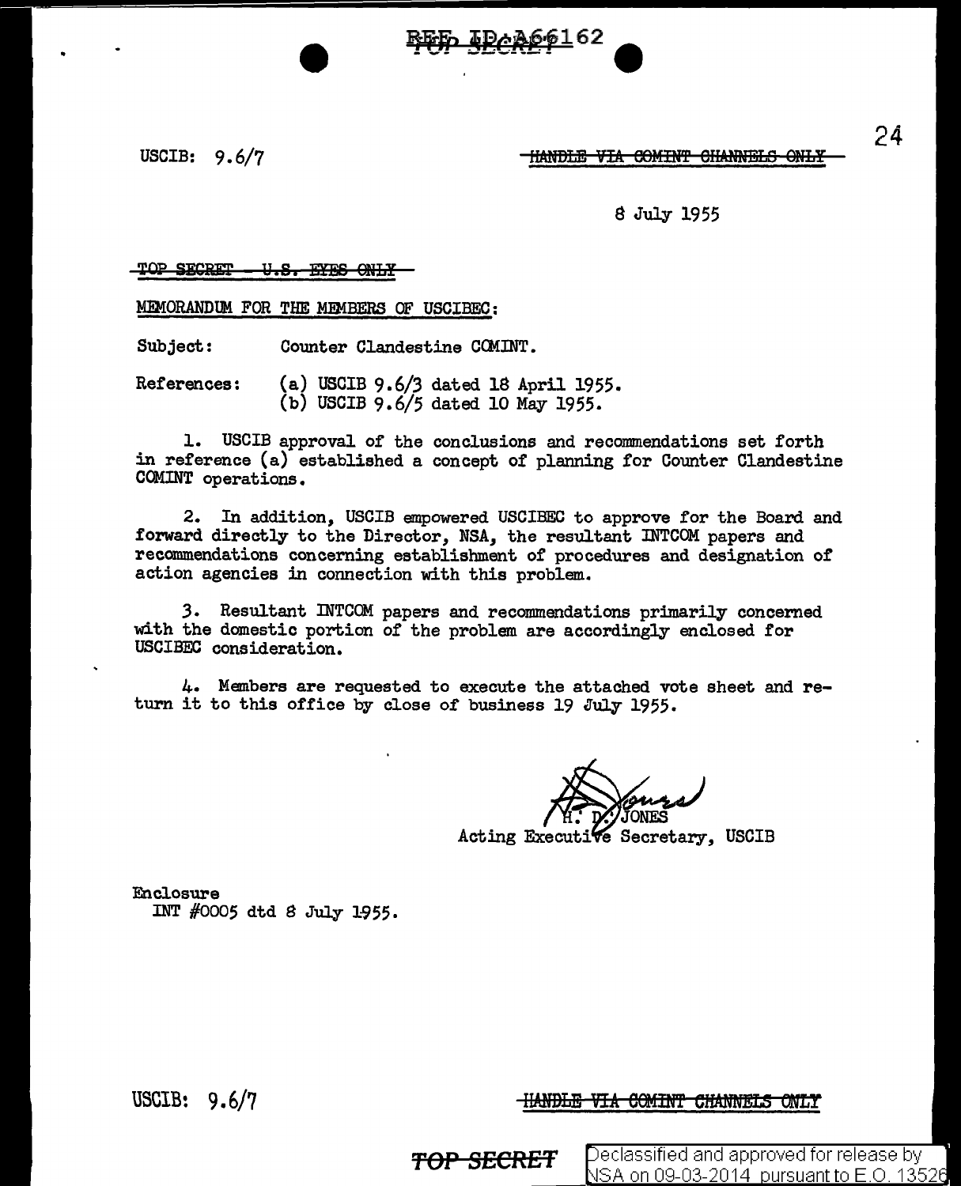USCIB: 9.6/7

~~HANDLE VIA COMINT CHANNELS ONLY~~

8 July 1955

~~TOP SECRET - U.S. EYES ONLY~~

MEMORANDUM FOR THE MEMBERS OF USCIBEC:

Subject: Counter Clandestine COMINT.

References: (a) USCIB 9.6/3 dated 18 April 1955.
(b) USCIB 9.6/5 dated 10 May 1955.

1. USCIB approval of the conclusions and recommendations set forth in reference (a) established a concept of planning for Counter Clandestine COMINT operations.

2. In addition, USCIB empowered USCIBEC to approve for the Board and forward directly to the Director, NSA, the resultant INTCOM papers and recommendations concerning establishment of procedures and designation of action agencies in connection with this problem.

3. Resultant INTCOM papers and recommendations primarily concerned with the domestic portion of the problem are accordingly enclosed for USCIBEC consideration.

4. Members are requested to execute the attached vote sheet and return it to this office by close of business 19 July 1955.

H. D. JONES
Acting Executive Secretary, USCIB

Enclosure
INT #0005 dtd 8 July 1955.

USCIB: 9.6/7

~~HANDLE VIA COMINT CHANNELS ONLY~~

~~TOP SECRET~~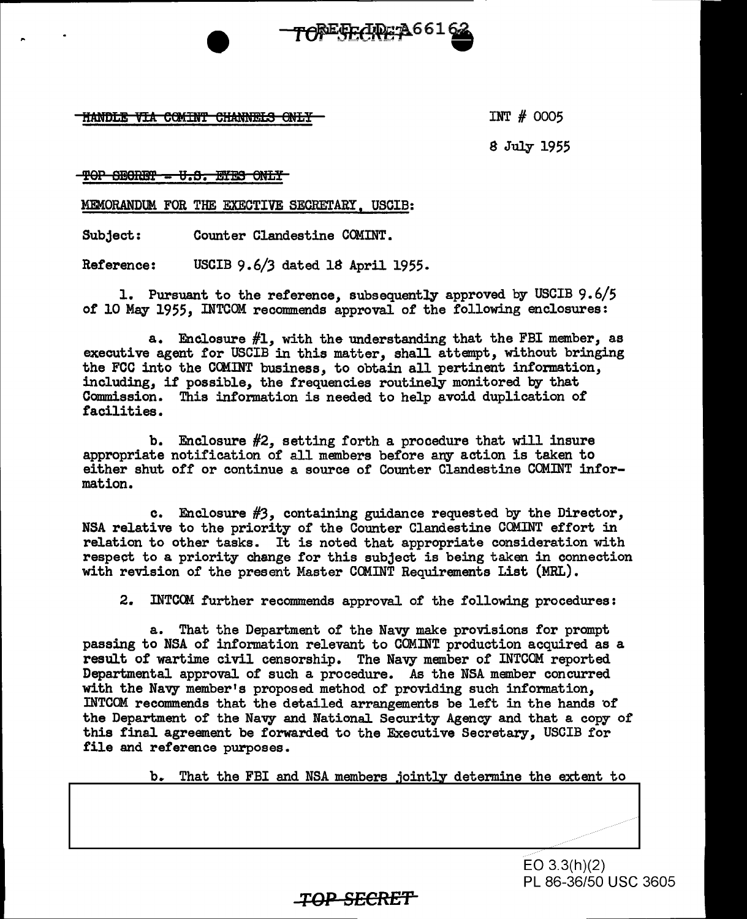~~HANDLE VIA COMINT CHANNELS ONLY~~

INT # 0005

8 July 1955

~~TOP SECRET - U.S. EYES ONLY~~

MEMORANDUM FOR THE EXECTIVE SECRETARY, USCIB:

Subject: Counter Clandestine COMINT.

Reference: USCIB 9.6/3 dated 18 April 1955.

1. Pursuant to the reference, subsequently approved by USCIB 9.6/5 of 10 May 1955, INTCOM recommends approval of the following enclosures:

a. Enclosure #1, with the understanding that the FBI member, as executive agent for USCIB in this matter, shall attempt, without bringing the FCC into the COMINT business, to obtain all pertinent information, including, if possible, the frequencies routinely monitored by that Commission. This information is needed to help avoid duplication of facilities.

b. Enclosure #2, setting forth a procedure that will insure appropriate notification of all members before any action is taken to either shut off or continue a source of Counter Clandestine COMINT information.

c. Enclosure #3, containing guidance requested by the Director, NSA relative to the priority of the Counter Clandestine COMINT effort in relation to other tasks. It is noted that appropriate consideration with respect to a priority change for this subject is being taken in connection with revision of the present Master COMINT Requirements List (MRL).

2. INTCOM further recommends approval of the following procedures:

a. That the Department of the Navy make provisions for prompt passing to NSA of information relevant to COMINT production acquired as a result of wartime civil censorship. The Navy member of INTCOM reported Departmental approval of such a procedure. As the NSA member concurred with the Navy member's proposed method of providing such information, INTCOM recommends that the detailed arrangements be left in the hands of the Department of the Navy and National Security Agency and that a copy of this final agreement be forwarded to the Executive Secretary, USCIB for file and reference purposes.

b. That the FBI and NSA members jointly determine the extent to

EO 3.3(h)(2)
PL 86-36/50 USC 3605

**TOP SECRET**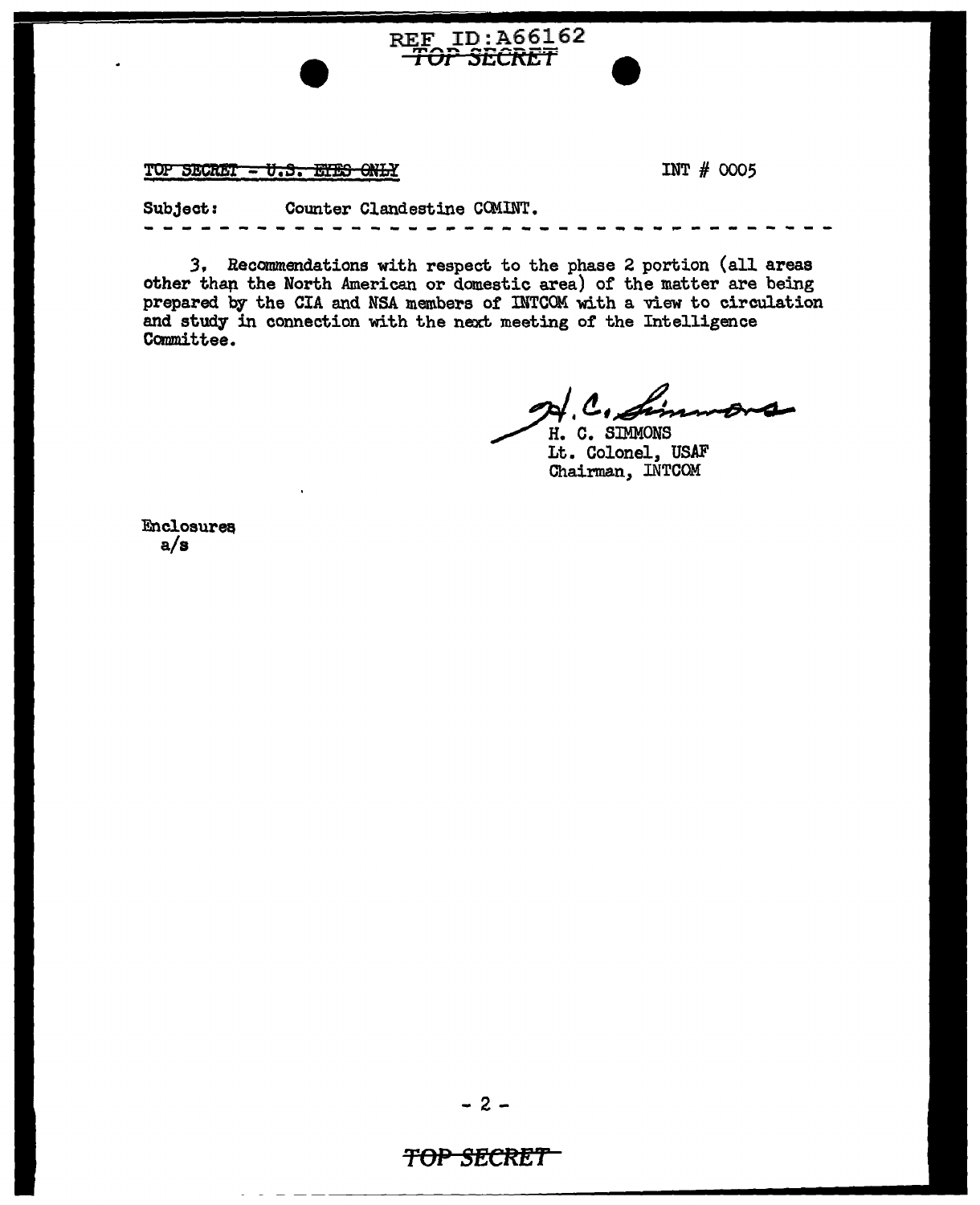TOP SECRET - ~~U.S. EYES ONLY~~ INT # 0005

Subject: Counter Clandestine COMINT.

- - - - - - - - - - - - - - - - - - - - - - - - - - - - - - - - - - - -

3. Recommendations with respect to the phase 2 portion (all areas other than the North American or domestic area) of the matter are being prepared by the CIA and NSA members of INTCOM with a view to circulation and study in connection with the next meeting of the Intelligence Committee.

H. C. Simmons

H. C. SIMMONS
Lt. Colonel, USAF
Chairman, INTCOM

Enclosures
a/s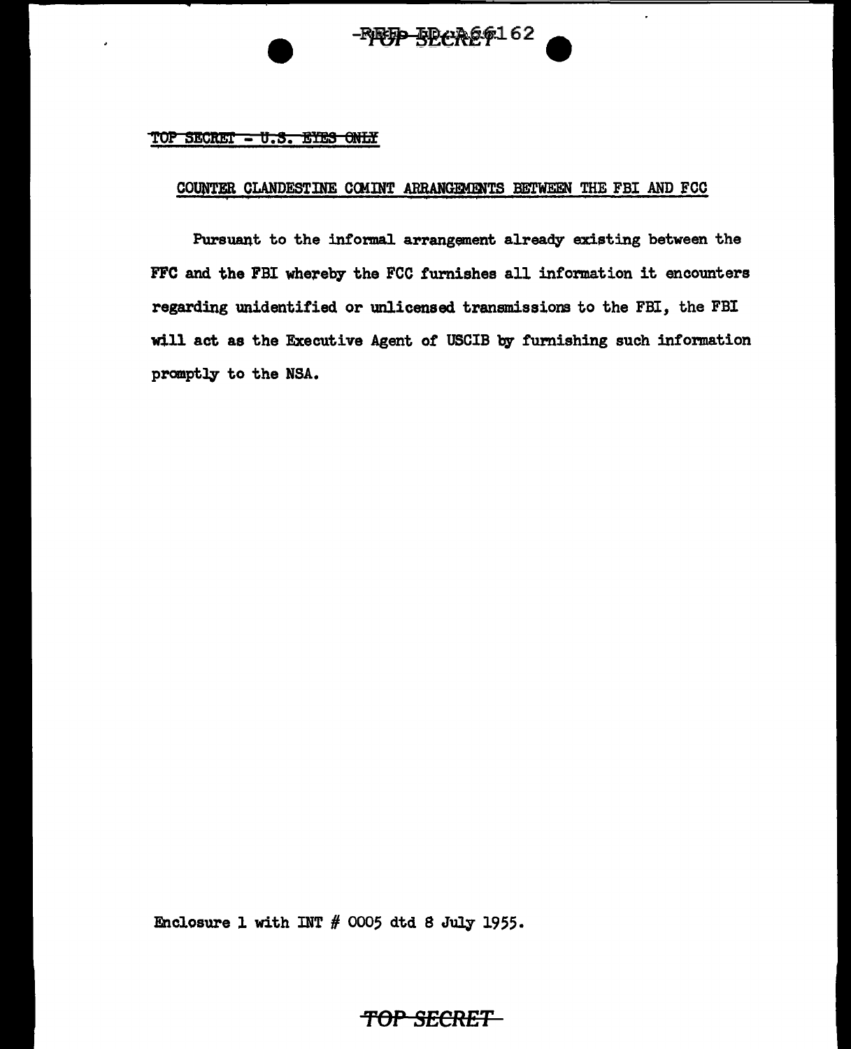~~TOP SECRET - U.S. EYES ONLY~~

COUNTER CLANDESTINE COMINT ARRANGEMENTS BETWEEN THE FBI AND FCC

Pursuant to the informal arrangement already existing between the FFC and the FBI whereby the FCC furnishes all information it encounters regarding unidentified or unlicensed transmissions to the FBI, the FBI will act as the Executive Agent of USCIB by furnishing such information promptly to the NSA.

Enclosure 1 with INT # 0005 dtd 8 July 1955.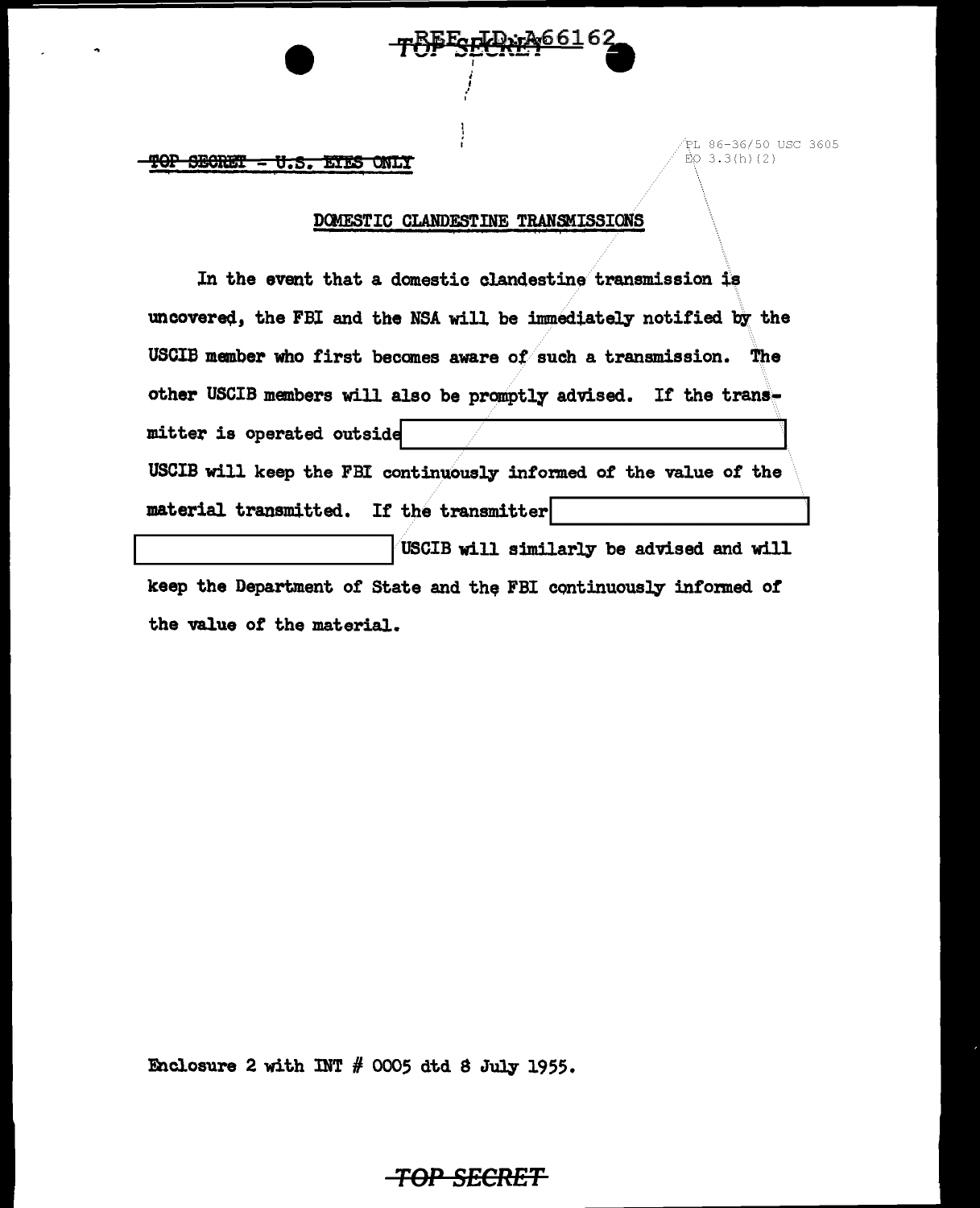TOP SECRET - U.S. EYES ONLY

PL 86-36/50 USC 3605
EO 3.3(h)(2)

## DOMESTIC CLANDESTINE TRANSMISSIONS

In the event that a domestic clandestine transmission is uncovered, the FBI and the NSA will be immediately notified by the USCIB member who first becomes aware of such a transmission. The other USCIB members will also be promptly advised. If the transmitter is operated outside [REDACTED] USCIB will keep the FBI continuously informed of the value of the material transmitted. If the transmitter [REDACTED] [REDACTED] USCIB will similarly be advised and will keep the Department of State and the FBI continuously informed of the value of the material.

Enclosure 2 with INT # 0005 dtd 8 July 1955.

TOP SECRET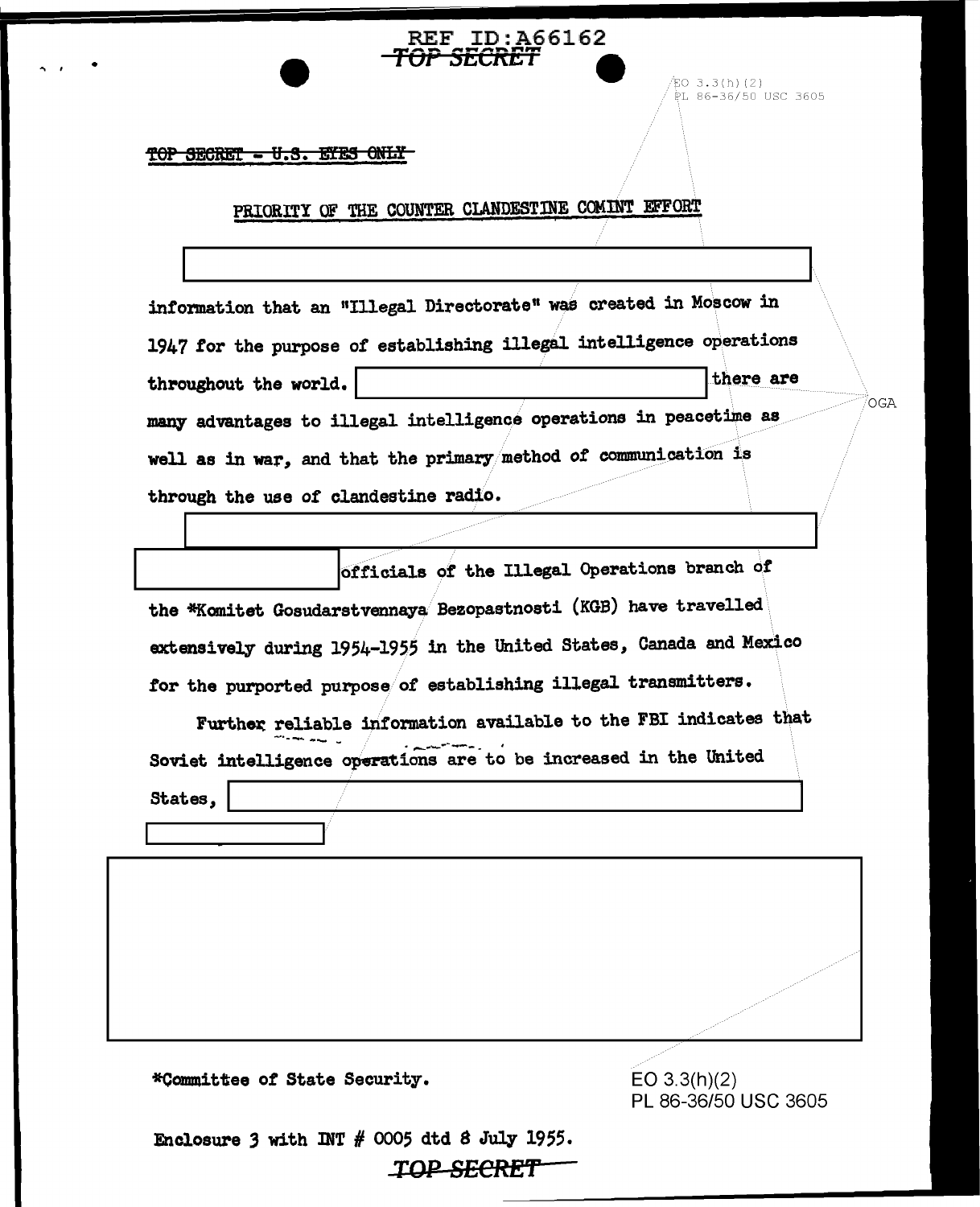TOP SECRET - U.S. EYES ONLY

PRIORITY OF THE COUNTER CLANDESTINE COMINT EFFORT

information that an "Illegal Directorate" was created in Moscow in 1947 for the purpose of establishing illegal intelligence operations throughout the world. there are many advantages to illegal intelligence operations in peacetime as well as in war, and that the primary method of communication is through the use of clandestine radio.

officials of the Illegal Operations branch of the *Komitet Gosudarstvennaya Bezopastnosti (KGB) have travelled extensively during 1954-1955 in the United States, Canada and Mexico for the purported purpose of establishing illegal transmitters.

Further reliable information available to the FBI indicates that Soviet intelligence operations are to be increased in the United States,

*Committee of State Security.

EO 3.3(h)(2)
PL 86-36/50 USC 3605

OGA

Enclosure 3 with INT # 0005 dtd 8 July 1955.

TOP SECRET